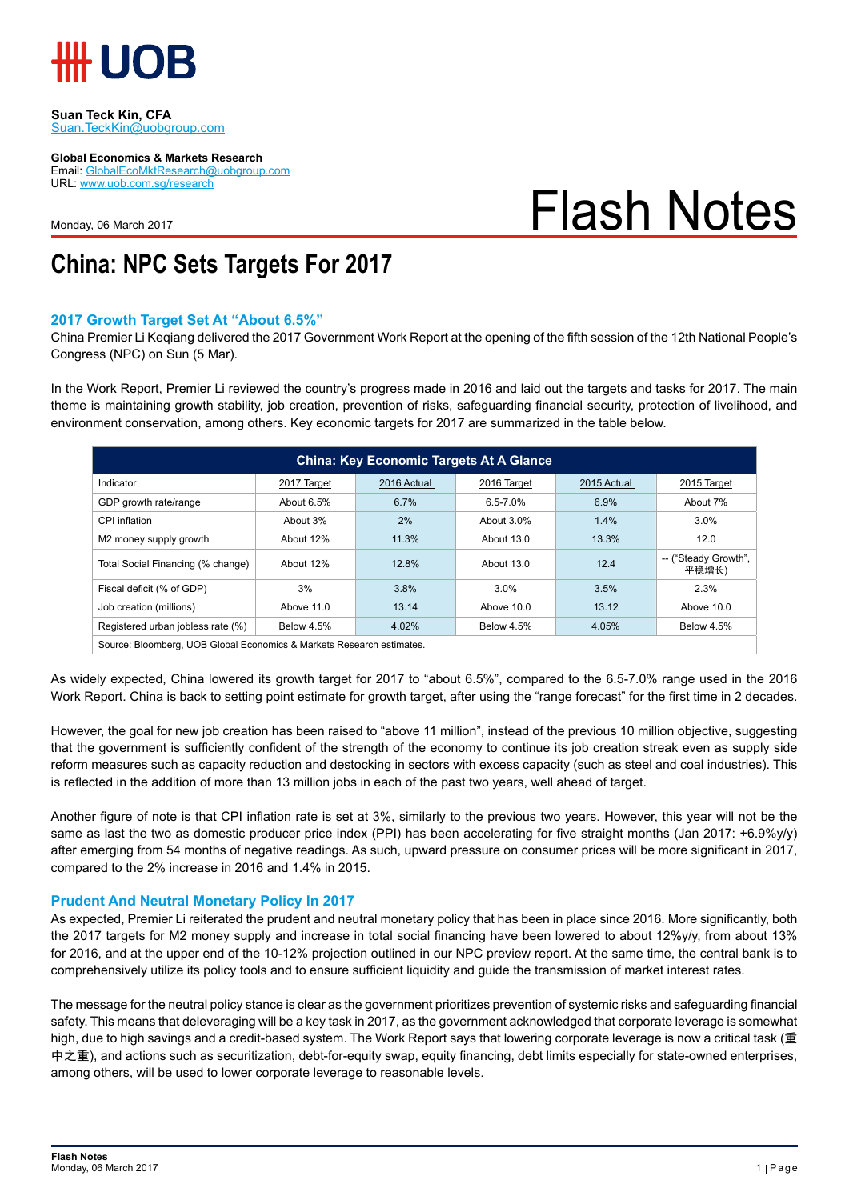Suan Teck Kin, CFA
Suan.TeckKin@uobgroup.com

**Global Economics & Markets Research**
Email: GlobalEcoMktResearch@uobgroup.com
URL: www.uob.com.sg/research

Monday, 06 March 2017

Flash Notes

# China: NPC Sets Targets For 2017

## 2017 Growth Target Set At "About 6.5%"

China Premier Li Keqiang delivered the 2017 Government Work Report at the opening of the fifth session of the 12th National People's Congress (NPC) on Sun (5 Mar).

In the Work Report, Premier Li reviewed the country's progress made in 2016 and laid out the targets and tasks for 2017. The main theme is maintaining growth stability, job creation, prevention of risks, safeguarding financial security, protection of livelihood, and environment conservation, among others. Key economic targets for 2017 are summarized in the table below.

**China: Key Economic Targets At A Glance**

| Indicator | 2017 Target | 2016 Actual | 2016 Target | 2015 Actual | 2015 Target |
|---|---|---|---|---|---|
| GDP growth rate/range | About 6.5% | 6.7% | 6.5-7.0% | 6.9% | About 7% |
| CPI inflation | About 3% | 2% | About 3.0% | 1.4% | 3.0% |
| M2 money supply growth | About 12% | 11.3% | About 13.0 | 13.3% | 12.0 |
| Total Social Financing (% change) | About 12% | 12.8% | About 13.0 | 12.4 | -- ("Steady Growth", 平稳增长) |
| Fiscal deficit (% of GDP) | 3% | 3.8% | 3.0% | 3.5% | 2.3% |
| Job creation (millions) | Above 11.0 | 13.14 | Above 10.0 | 13.12 | Above 10.0 |
| Registered urban jobless rate (%) | Below 4.5% | 4.02% | Below 4.5% | 4.05% | Below 4.5% |

Source: Bloomberg, UOB Global Economics & Markets Research estimates.

As widely expected, China lowered its growth target for 2017 to "about 6.5%", compared to the 6.5-7.0% range used in the 2016 Work Report. China is back to setting point estimate for growth target, after using the "range forecast" for the first time in 2 decades.

However, the goal for new job creation has been raised to "above 11 million", instead of the previous 10 million objective, suggesting that the government is sufficiently confident of the strength of the economy to continue its job creation streak even as supply side reform measures such as capacity reduction and destocking in sectors with excess capacity (such as steel and coal industries). This is reflected in the addition of more than 13 million jobs in each of the past two years, well ahead of target.

Another figure of note is that CPI inflation rate is set at 3%, similarly to the previous two years. However, this year will not be the same as last the two as domestic producer price index (PPI) has been accelerating for five straight months (Jan 2017: +6.9%y/y) after emerging from 54 months of negative readings. As such, upward pressure on consumer prices will be more significant in 2017, compared to the 2% increase in 2016 and 1.4% in 2015.

## Prudent And Neutral Monetary Policy In 2017

As expected, Premier Li reiterated the prudent and neutral monetary policy that has been in place since 2016. More significantly, both the 2017 targets for M2 money supply and increase in total social financing have been lowered to about 12%y/y, from about 13% for 2016, and at the upper end of the 10-12% projection outlined in our NPC preview report. At the same time, the central bank is to comprehensively utilize its policy tools and to ensure sufficient liquidity and guide the transmission of market interest rates.

The message for the neutral policy stance is clear as the government prioritizes prevention of systemic risks and safeguarding financial safety. This means that deleveraging will be a key task in 2017, as the government acknowledged that corporate leverage is somewhat high, due to high savings and a credit-based system. The Work Report says that lowering corporate leverage is now a critical task (重中之重), and actions such as securitization, debt-for-equity swap, equity financing, debt limits especially for state-owned enterprises, among others, will be used to lower corporate leverage to reasonable levels.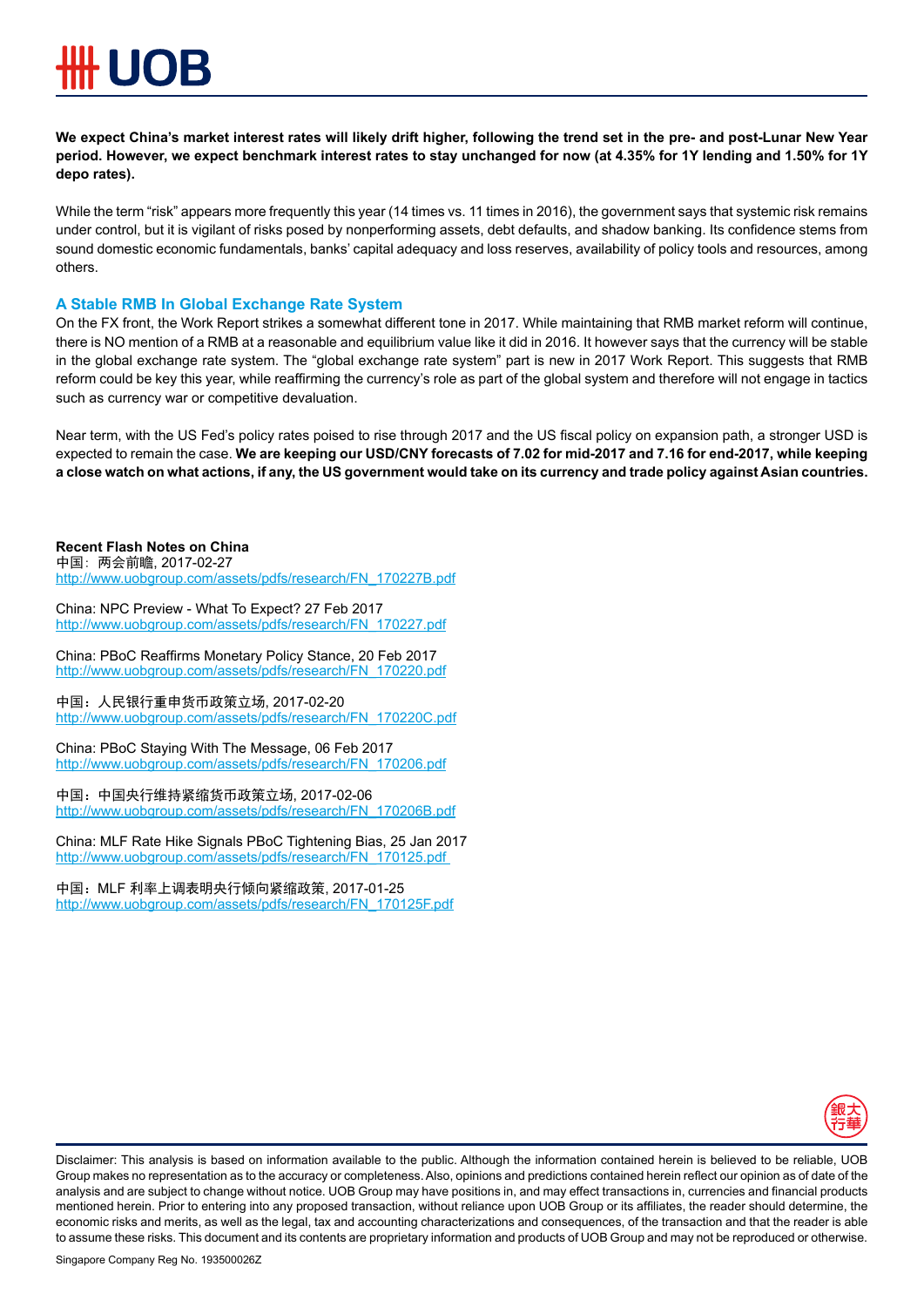**We expect China's market interest rates will likely drift higher, following the trend set in the pre- and post-Lunar New Year period. However, we expect benchmark interest rates to stay unchanged for now (at 4.35% for 1Y lending and 1.50% for 1Y depo rates).**

While the term "risk" appears more frequently this year (14 times vs. 11 times in 2016), the government says that systemic risk remains under control, but it is vigilant of risks posed by nonperforming assets, debt defaults, and shadow banking. Its confidence stems from sound domestic economic fundamentals, banks' capital adequacy and loss reserves, availability of policy tools and resources, among others.

## A Stable RMB In Global Exchange Rate System

On the FX front, the Work Report strikes a somewhat different tone in 2017. While maintaining that RMB market reform will continue, there is NO mention of a RMB at a reasonable and equilibrium value like it did in 2016. It however says that the currency will be stable in the global exchange rate system. The "global exchange rate system" part is new in 2017 Work Report. This suggests that RMB reform could be key this year, while reaffirming the currency's role as part of the global system and therefore will not engage in tactics such as currency war or competitive devaluation.

Near term, with the US Fed's policy rates poised to rise through 2017 and the US fiscal policy on expansion path, a stronger USD is expected to remain the case. **We are keeping our USD/CNY forecasts of 7.02 for mid-2017 and 7.16 for end-2017, while keeping a close watch on what actions, if any, the US government would take on its currency and trade policy against Asian countries.**

**Recent Flash Notes on China**

中国：两会前瞻, 2017-02-27
http://www.uobgroup.com/assets/pdfs/research/FN_170227B.pdf

China: NPC Preview - What To Expect? 27 Feb 2017
http://www.uobgroup.com/assets/pdfs/research/FN_170227.pdf

China: PBoC Reaffirms Monetary Policy Stance, 20 Feb 2017
http://www.uobgroup.com/assets/pdfs/research/FN_170220.pdf

中国：人民银行重申货币政策立场, 2017-02-20
http://www.uobgroup.com/assets/pdfs/research/FN_170220C.pdf

China: PBoC Staying With The Message, 06 Feb 2017
http://www.uobgroup.com/assets/pdfs/research/FN_170206.pdf

中国：中国央行维持紧缩货币政策立场, 2017-02-06
http://www.uobgroup.com/assets/pdfs/research/FN_170206B.pdf

China: MLF Rate Hike Signals PBoC Tightening Bias, 25 Jan 2017
http://www.uobgroup.com/assets/pdfs/research/FN_170125.pdf

中国：MLF 利率上调表明央行倾向紧缩政策, 2017-01-25
http://www.uobgroup.com/assets/pdfs/research/FN_170125F.pdf

Disclaimer: This analysis is based on information available to the public. Although the information contained herein is believed to be reliable, UOB Group makes no representation as to the accuracy or completeness. Also, opinions and predictions contained herein reflect our opinion as of date of the analysis and are subject to change without notice. UOB Group may have positions in, and may effect transactions in, currencies and financial products mentioned herein. Prior to entering into any proposed transaction, without reliance upon UOB Group or its affiliates, the reader should determine, the economic risks and merits, as well as the legal, tax and accounting characterizations and consequences, of the transaction and that the reader is able to assume these risks. This document and its contents are proprietary information and products of UOB Group and may not be reproduced or otherwise.

Singapore Company Reg No. 193500026Z